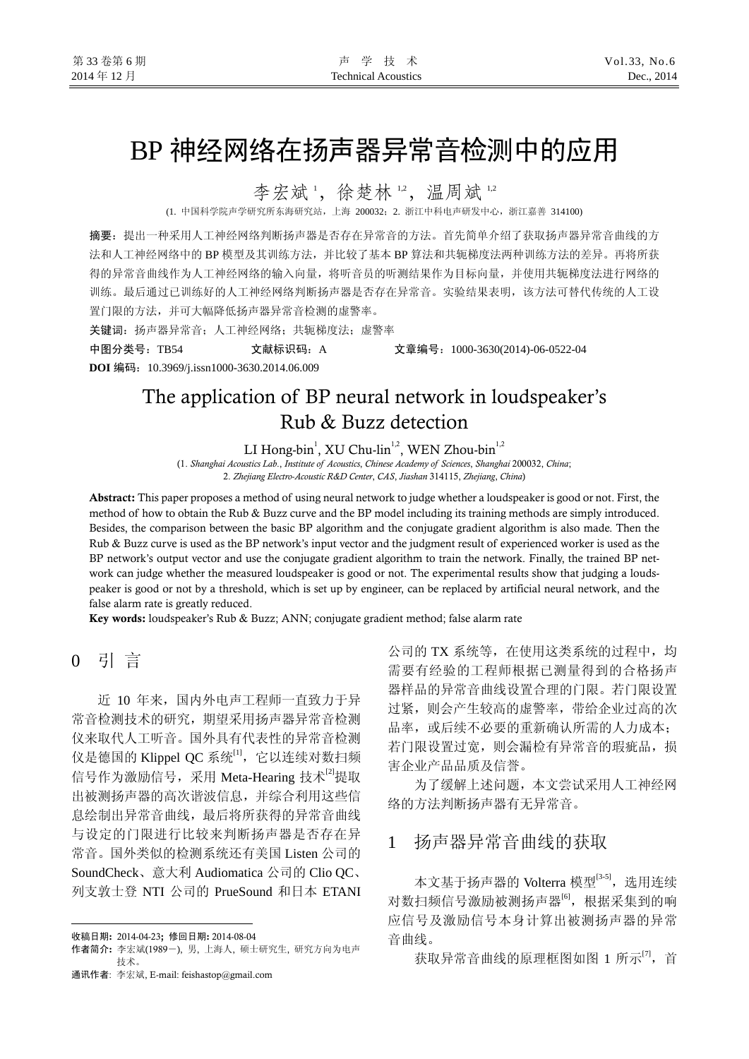# BP 神经网络在扬声器异常音检测中的应用

李宏斌[1]，徐楚林[1,2]，温周斌[1,2]

(1. 中国科学院声学研究所东海研究站，上海 200032；2. 浙江中科电声研发中心，浙江嘉善 314100)

**摘要：** 提出一种采用人工神经网络判断扬声器是否存在异常音的方法。首先简单介绍了获取扬声器异常音曲线的方法和人工神经网络中的 BP 模型及其训练方法，并比较了基本 BP 算法和共轭梯度法两种训练方法的差异。再将所获得的异常音曲线作为人工神经网络的输入向量，将听音员的听测结果作为目标向量，并使用共轭梯度法进行网络的训练。最后通过已训练好的人工神经网络判断扬声器是否存在异常音。实验结果表明，该方法可替代传统的人工设置门限的方法，并可大幅降低扬声器异常音检测的虚警率。

**关键词：** 扬声器异常音；人工神经网络；共轭梯度法；虚警率

**中图分类号：** TB54　　**文献标识码：** A　　**文章编号：** 1000-3630(2014)-06-0522-04

**DOI 编码：** 10.3969/j.issn1000-3630.2014.06.009

# The application of BP neural network in loudspeaker's Rub & Buzz detection

LI Hong-bin[1], XU Chu-lin[1,2], WEN Zhou-bin[1,2]

(1. *Shanghai Acoustics Lab*., *Institute of Acoustics*, *Chinese Academy of Sciences*, *Shanghai* 200032, *China*;
2. *Zhejiang Electro-Acoustic R&D Center*, *CAS*, *Jiashan* 314115, *Zhejiang*, *China*)

**Abstract:** This paper proposes a method of using neural network to judge whether a loudspeaker is good or not. First, the method of how to obtain the Rub & Buzz curve and the BP model including its training methods are simply introduced. Besides, the comparison between the basic BP algorithm and the conjugate gradient algorithm is also made. Then the Rub & Buzz curve is used as the BP network's input vector and the judgment result of experienced worker is used as the BP network's output vector and use the conjugate gradient algorithm to train the network. Finally, the trained BP network can judge whether the measured loudspeaker is good or not. The experimental results show that judging a loudspeaker is good or not by a threshold, which is set up by engineer, can be replaced by artificial neural network, and the false alarm rate is greatly reduced.

**Key words:** loudspeaker's Rub & Buzz; ANN; conjugate gradient method; false alarm rate

## 0　引　言

近 10 年来，国内外电声工程师一直致力于异常音检测技术的研究，期望采用扬声器异常音检测仪来取代人工听音。国外具有代表性的异常音检测仪是德国的 Klippel QC 系统[1]，它以连续对数扫频信号作为激励信号，采用 Meta-Hearing 技术[2]提取出被测扬声器的高次谐波信息，并综合利用这些信息绘制出异常音曲线，最后将所获得的异常音曲线与设定的门限进行比较来判断扬声器是否存在异常音。国外类似的检测系统还有美国 Listen 公司的 SoundCheck、意大利 Audiomatica 公司的 Clio QC、列支敦士登 NTI 公司的 PrueSound 和日本 ETANI 公司的 TX 系统等，在使用这类系统的过程中，均需要有经验的工程师根据已测量得到的合格扬声器样品的异常音曲线设置合理的门限。若门限设置过紧，则会产生较高的虚警率，带给企业过高的次品率，或后续不必要的重新确认所需的人力成本；若门限设置过宽，则会漏检有异常音的瑕疵品，损害企业产品品质及信誉。

为了缓解上述问题，本文尝试采用人工神经网络的方法判断扬声器有无异常音。

## 1　扬声器异常音曲线的获取

本文基于扬声器的 Volterra 模型[3-5]，选用连续对数扫频信号激励被测扬声器[6]，根据采集到的响应信号及激励信号本身计算出被测扬声器的异常音曲线。

获取异常音曲线的原理框图如图 1 所示[7]，首

---

**收稿日期：** 2014-04-23；**修回日期：** 2014-08-04

**作者简介：** 李宏斌(1989－), 男, 上海人, 硕士研究生, 研究方向为电声技术。

**通讯作者：** 李宏斌, E-mail: feishastop@gmail.com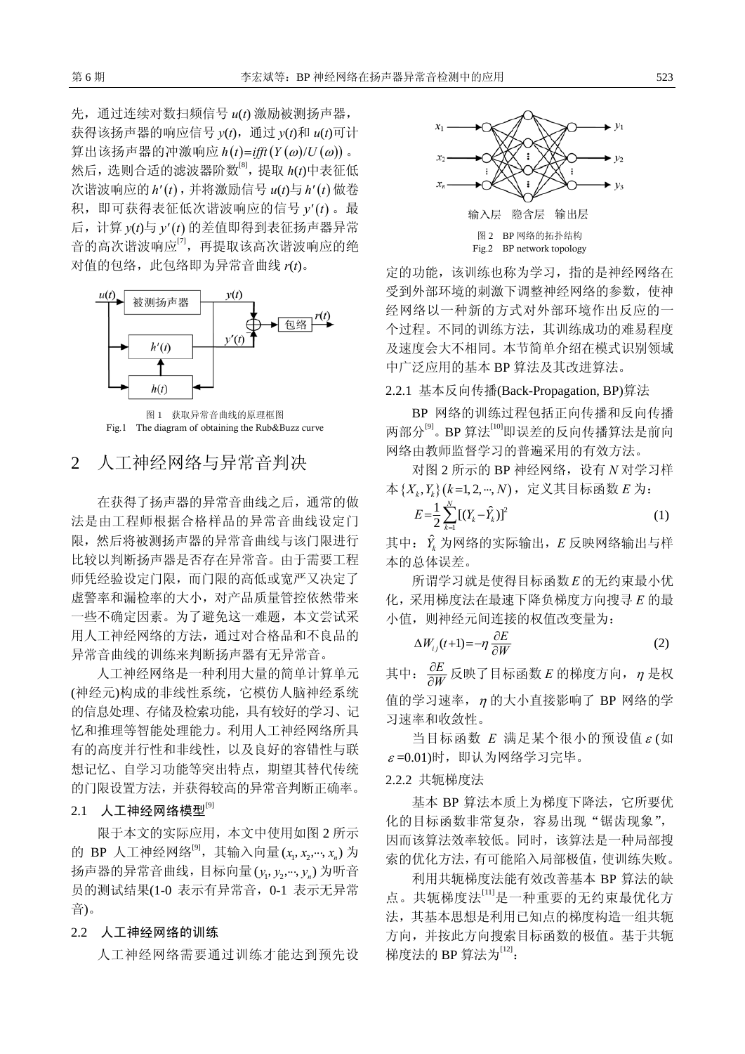先，通过连续对数扫频信号 $u(t)$ 激励被测扬声器，获得该扬声器的响应信号 $y(t)$，通过 $y(t)$和 $u(t)$可计算出该扬声器的冲激响应 $h(t)=ifft(Y(\omega)/U(\omega))$。然后，选则合适的滤波器阶数[8]，提取 $h(t)$中表征低次谐波响应的 $h'(t)$，并将激励信号 $u(t)$与 $h'(t)$ 做卷积，即可获得表征低次谐波响应的信号 $y'(t)$。最后，计算 $y(t)$与 $y'(t)$ 的差值即得到表征扬声器异常音的高次谐波响应[7]，再提取该高次谐波响应的绝对值的包络，此包络即为异常音曲线 $r(t)$。

图 1　获取异常音曲线的原理框图
Fig.1　The diagram of obtaining the Rub&Buzz curve

## 2　人工神经网络与异常音判决

在获得了扬声器的异常音曲线之后，通常的做法是由工程师根据合格样品的异常音曲线设定门限，然后将被测扬声器的异常音曲线与该门限进行比较以判断扬声器是否存在异常音。由于需要工程师凭经验设定门限，而门限的高低或宽严又决定了虚警率和漏检率的大小，对产品质量管控依然带来一些不确定因素。为了避免这一难题，本文尝试采用人工神经网络的方法，通过对合格品和不良品的异常音曲线的训练来判断扬声器有无异常音。

人工神经网络是一种利用大量的简单计算单元(神经元)构成的非线性系统，它模仿人脑神经系统的信息处理、存储及检索功能，具有较好的学习、记忆和推理等智能处理能力。利用人工神经网络所具有的高度并行性和非线性，以及良好的容错性与联想记忆、自学习功能等突出特点，期望其替代传统的门限设置方法，并获得较高的异常音判断正确率。

### 2.1　人工神经网络模型[9]

限于本文的实际应用，本文中使用如图 2 所示的 BP 人工神经网络[9]，其输入向量 $(x_1, x_2, \cdots, x_n)$ 为扬声器的异常音曲线，目标向量 $(y_1, y_2, \cdots, y_n)$ 为听音员的测试结果(1-0 表示有异常音，0-1 表示无异常音)。

图 2　BP 网络的拓扑结构
Fig.2　BP network topology

### 2.2　人工神经网络的训练

人工神经网络需要通过训练才能达到预先设定的功能，该训练也称为学习，指的是神经网络在受到外部环境的刺激下调整神经网络的参数，使神经网络以一种新的方式对外部环境作出反应的一个过程。不同的训练方法，其训练成功的难易程度及速度会大不相同。本节简单介绍在模式识别领域中广泛应用的基本 BP 算法及其改进算法。

#### 2.2.1 基本反向传播(Back-Propagation, BP)算法

BP 网络的训练过程包括正向传播和反向传播两部分[9]。BP 算法[10]即误差的反向传播算法是前向网络由教师监督学习的普遍采用的有效方法。

对图 2 所示的 BP 神经网络，设有 $N$ 对学习样本 $\{X_k, Y_k\}\,(k=1,2,\cdots,N)$，定义其目标函数 $E$ 为：

$$E=\frac{1}{2}\sum_{k=1}^{N}[(Y_k-\hat{Y}_k)]^2 \tag{1}$$

其中：$\hat{Y}_k$ 为网络的实际输出，$E$ 反映网络输出与样本的总体误差。

所谓学习就是使得目标函数 $E$ 的无约束最小优化，采用梯度法在最速下降负梯度方向搜寻 $E$ 的最小值，则神经元间连接的权值改变量为：

$$\Delta W_{ij}(t+1)=-\eta\frac{\partial E}{\partial W} \tag{2}$$

其中：$\frac{\partial E}{\partial W}$ 反映了目标函数 $E$ 的梯度方向，$\eta$ 是权值的学习速率，$\eta$ 的大小直接影响了 BP 网络的学习速率和收敛性。

当目标函数 $E$ 满足某个很小的预设值 $\varepsilon$ (如 $\varepsilon$=0.01)时，即认为网络学习完毕。

#### 2.2.2 共轭梯度法

基本 BP 算法本质上为梯度下降法，它所要优化的目标函数非常复杂，容易出现“锯齿现象”，因而该算法效率较低。同时，该算法是一种局部搜索的优化方法，有可能陷入局部极值，使训练失败。

利用共轭梯度法能有效改善基本 BP 算法的缺点。共轭梯度法[11]是一种重要的无约束最优化方法，其基本思想是利用已知点的梯度构造一组共轭方向，并按此方向搜索目标函数的极值。基于共轭梯度法的 BP 算法为[12]：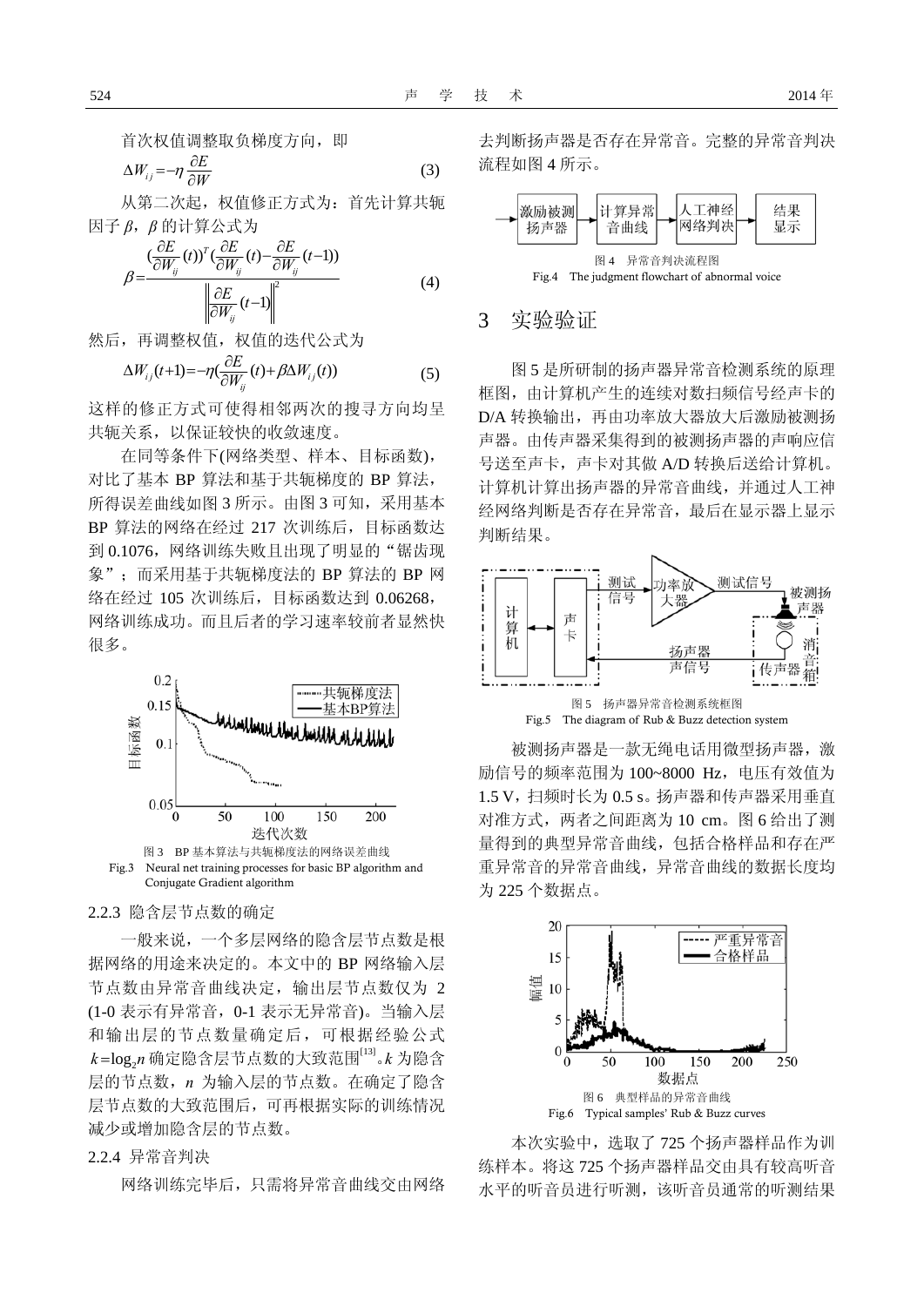首次权值调整取负梯度方向，即

$$\Delta W_{ij}=-\eta\frac{\partial E}{\partial W} \tag{3}$$

从第二次起，权值修正方式为：首先计算共轭因子 $\beta$，$\beta$ 的计算公式为

$$\beta=\frac{(\frac{\partial E}{\partial W_{ij}}(t))^T(\frac{\partial E}{\partial W_{ij}}(t)-\frac{\partial E}{\partial W_{ij}}(t-1))}{\left\|\frac{\partial E}{\partial W_{ij}}(t-1)\right\|^2} \tag{4}$$

然后，再调整权值，权值的迭代公式为

$$\Delta W_{ij}(t+1)=-\eta(\frac{\partial E}{\partial W_{ij}}(t)+\beta\Delta W_{ij}(t)) \tag{5}$$

这样的修正方式可使得相邻两次的搜寻方向均呈共轭关系，以保证较快的收敛速度。

在同等条件下(网络类型、样本、目标函数)，对比了基本 BP 算法和基于共轭梯度的 BP 算法，所得误差曲线如图 3 所示。由图 3 可知，采用基本 BP 算法的网络在经过 217 次训练后，目标函数达到 0.1076，网络训练失败且出现了明显的“锯齿现象”；而采用基于共轭梯度法的 BP 算法的 BP 网络在经过 105 次训练后，目标函数达到 0.06268，网络训练成功。而且后者的学习速率较前者显然快很多。

图 3 BP 基本算法与共轭梯度法的网络误差曲线
Fig.3 Neural net training processes for basic BP algorithm and Conjugate Gradient algorithm

### 2.2.3 隐含层节点数的确定

一般来说，一个多层网络的隐含层节点数是根据网络的用途来决定的。本文中的 BP 网络输入层节点数由异常音曲线决定，输出层节点数仅为 2 (1-0 表示有异常音，0-1 表示无异常音)。当输入层和输出层的节点数量确定后，可根据经验公式 $k=\log_2 n$ 确定隐含层节点数的大致范围[13]。$k$ 为隐含层的节点数，$n$ 为输入层的节点数。在确定了隐含层节点数的大致范围后，可再根据实际的训练情况减少或增加隐含层的节点数。

### 2.2.4 异常音判决

网络训练完毕后，只需将异常音曲线交由网络去判断扬声器是否存在异常音。完整的异常音判决流程如图 4 所示。

图 4 异常音判决流程图
Fig.4 The judgment flowchart of abnormal voice

## 3 实验验证

图 5 是所研制的扬声器异常音检测系统的原理框图，由计算机产生的连续对数扫频信号经声卡的 D/A 转换输出，再由功率放大器放大后激励被测扬声器。由传声器采集得到的被测扬声器的声响应信号送至声卡，声卡对其做 A/D 转换后送给计算机。计算机计算出扬声器的异常音曲线，并通过人工神经网络判断是否存在异常音，最后在显示器上显示判断结果。

图 5 扬声器异常音检测系统框图
Fig.5 The diagram of Rub & Buzz detection system

被测扬声器是一款无绳电话用微型扬声器，激励信号的频率范围为 100~8000 Hz，电压有效值为 1.5 V，扫频时长为 0.5 s。扬声器和传声器采用垂直对准方式，两者之间距离为 10 cm。图 6 给出了测量得到的典型异常音曲线，包括合格样品和存在严重异常音的异常音曲线，异常音曲线的数据长度均为 225 个数据点。

图 6 典型样品的异常音曲线
Fig.6 Typical samples' Rub & Buzz curves

本次实验中，选取了 725 个扬声器样品作为训练样本。将这 725 个扬声器样品交由具有较高听音水平的听音员进行听测，该听音员通常的听测结果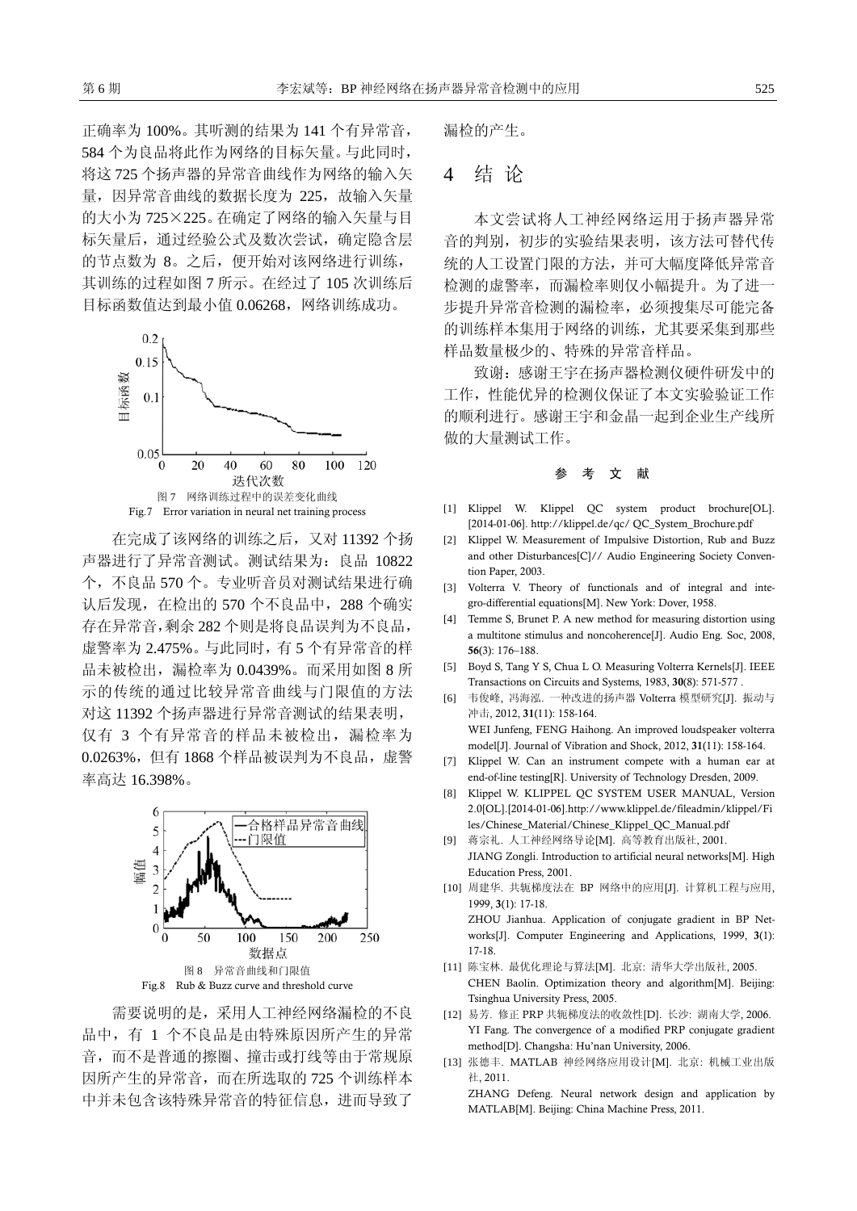正确率为 100%。其听测的结果为 141 个有异常音，584 个为良品将此作为网络的目标矢量。与此同时，将这 725 个扬声器的异常音曲线作为网络的输入矢量，因异常音曲线的数据长度为 225，故输入矢量的大小为 725×225。在确定了网络的输入矢量与目标矢量后，通过经验公式及数次尝试，确定隐含层的节点数为 8。之后，便开始对该网络进行训练，其训练的过程如图 7 所示。在经过了 105 次训练后目标函数值达到最小值 0.06268，网络训练成功。

0.2
0.15
0.1
0.05
目标函数
0 20 40 60 80 100 120
迭代次数

图 7 网络训练过程中的误差变化曲线

Fig.7 Error variation in neural net training process

在完成了该网络的训练之后，又对 11392 个扬声器进行了异常音测试。测试结果为：良品 10822 个，不良品 570 个。专业听音员对测试结果进行确认后发现，在检出的 570 个不良品中，288 个确实存在异常音，剩余 282 个则是将良品误判为不良品，虚警率为 2.475%。与此同时，有 5 个有异常音的样品未被检出，漏检率为 0.0439%。而采用如图 8 所示的传统的通过比较异常音曲线与门限值的方法对这 11392 个扬声器进行异常音测试的结果表明，仅有 3 个有异常音的样品未被检出，漏检率为 0.0263%，但有 1868 个样品被误判为不良品，虚警率高达 16.398%。

6
5
4
3
2
1
0
幅值
0 50 100 150 200 250
数据点
合格样品异常音曲线
门限值

图 8 异常音曲线和门限值

Fig.8 Rub & Buzz curve and threshold curve

需要说明的是，采用人工神经网络漏检的不良品中，有 1 个不良品是由特殊原因所产生的异常音，而不是普通的擦圈、撞击或打线等由于常规原因所产生的异常音，而在所选取的 725 个训练样本中并未包含该特殊异常音的特征信息，进而导致了漏检的产生。

## 4 结 论

本文尝试将人工神经网络运用于扬声器异常音的判别，初步的实验结果表明，该方法可替代传统的人工设置门限的方法，并可大幅度降低异常音检测的虚警率，而漏检率则仅小幅提升。为了进一步提升异常音检测的漏检率，必须搜集尽可能完备的训练样本集用于网络的训练，尤其要采集到那些样品数量极少的、特殊的异常音样品。

致谢：感谢王宇在扬声器检测仪硬件研发中的工作，性能优异的检测仪保证了本文实验验证工作的顺利进行。感谢王宇和金晶一起到企业生产线所做的大量测试工作。

### 参 考 文 献

[1] Klippel W. Klippel QC system product brochure[OL]. [2014-01-06]. http://klippel.de/qc/ QC_System_Brochure.pdf

[2] Klippel W. Measurement of Impulsive Distortion, Rub and Buzz and other Disturbances[C]// Audio Engineering Society Convention Paper, 2003.

[3] Volterra V. Theory of functionals and of integral and integro-differential equations[M]. New York: Dover, 1958.

[4] Temme S, Brunet P. A new method for measuring distortion using a multitone stimulus and noncoherence[J]. Audio Eng. Soc, 2008, **56**(3): 176–188.

[5] Boyd S, Tang Y S, Chua L O. Measuring Volterra Kernels[J]. IEEE Transactions on Circuits and Systems, 1983, **30**(8): 571-577 .

[6] 韦俊峰, 冯海泓. 一种改进的扬声器 Volterra 模型研究[J]. 振动与冲击, 2012, **31**(11): 158-164.
WEI Junfeng, FENG Haihong. An improved loudspeaker volterra model[J]. Journal of Vibration and Shock, 2012, **31**(11): 158-164.

[7] Klippel W. Can an instrument compete with a human ear at end-of-line testing[R]. University of Technology Dresden, 2009.

[8] Klippel W. KLIPPEL QC SYSTEM USER MANUAL, Version 2.0[OL].[2014-01-06].http://www.klippel.de/fileadmin/klippel/Files/Chinese_Material/Chinese_Klippel_QC_Manual.pdf

[9] 蒋宗礼. 人工神经网络导论[M]. 高等教育出版社, 2001.
JIANG Zongli. Introduction to artificial neural networks[M]. High Education Press, 2001.

[10] 周建华. 共轭梯度法在 BP 网络中的应用[J]. 计算机工程与应用, 1999, **3**(1): 17-18.
ZHOU Jianhua. Application of conjugate gradient in BP Networks[J]. Computer Engineering and Applications, 1999, **3**(1): 17-18.

[11] 陈宝林. 最优化理论与算法[M]. 北京: 清华大学出版社, 2005.
CHEN Baolin. Optimization theory and algorithm[M]. Beijing: Tsinghua University Press, 2005.

[12] 易芳. 修正 PRP 共轭梯度法的收敛性[D]. 长沙: 湖南大学, 2006.
YI Fang. The convergence of a modified PRP conjugate gradient method[D]. Changsha: Hu'nan University, 2006.

[13] 张德丰. MATLAB 神经网络应用设计[M]. 北京: 机械工业出版社, 2011.
ZHANG Defeng. Neural network design and application by MATLAB[M]. Beijing: China Machine Press, 2011.